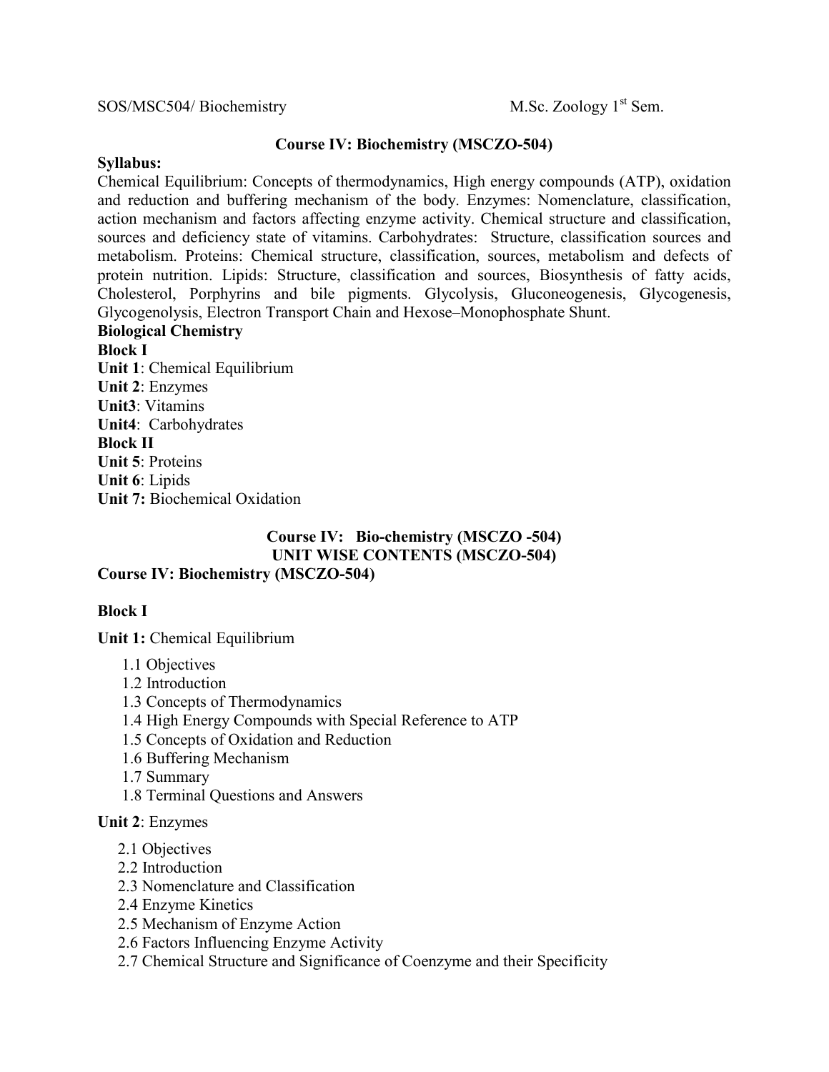SOS/MSC504/ Biochemistry M.Sc. Zoology 1st Sem.

## Course IV: Biochemistry (MSCZO-504)

**Syllabus:**

Chemical Equilibrium: Concepts of thermodynamics, High energy compounds (ATP), oxidation and reduction and buffering mechanism of the body. Enzymes: Nomenclature, classification, action mechanism and factors affecting enzyme activity. Chemical structure and classification, sources and deficiency state of vitamins. Carbohydrates: Structure, classification sources and metabolism. Proteins: Chemical structure, classification, sources, metabolism and defects of protein nutrition. Lipids: Structure, classification and sources, Biosynthesis of fatty acids, Cholesterol, Porphyrins and bile pigments. Glycolysis, Gluconeogenesis, Glycogenesis, Glycogenolysis, Electron Transport Chain and Hexose–Monophosphate Shunt.

**Biological Chemistry**

**Block I**

**Unit 1**: Chemical Equilibrium

**Unit 2**: Enzymes

**Unit3**: Vitamins

**Unit4**: Carbohydrates

**Block II**

**Unit 5**: Proteins

**Unit 6**: Lipids

**Unit 7:** Biochemical Oxidation

## Course IV: Bio-chemistry (MSCZO -504)
## UNIT WISE CONTENTS (MSCZO-504)

**Course IV: Biochemistry (MSCZO-504)**

**Block I**

**Unit 1:** Chemical Equilibrium

- 1.1 Objectives
- 1.2 Introduction
- 1.3 Concepts of Thermodynamics
- 1.4 High Energy Compounds with Special Reference to ATP
- 1.5 Concepts of Oxidation and Reduction
- 1.6 Buffering Mechanism
- 1.7 Summary
- 1.8 Terminal Questions and Answers

**Unit 2**: Enzymes

- 2.1 Objectives
- 2.2 Introduction
- 2.3 Nomenclature and Classification
- 2.4 Enzyme Kinetics
- 2.5 Mechanism of Enzyme Action
- 2.6 Factors Influencing Enzyme Activity
- 2.7 Chemical Structure and Significance of Coenzyme and their Specificity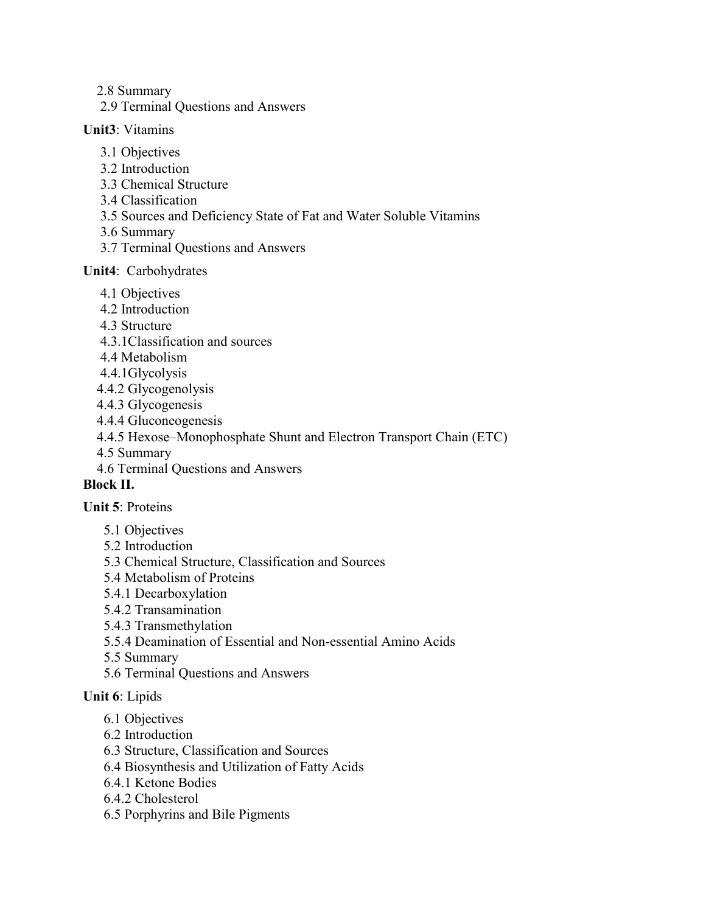2.8 Summary

2.9 Terminal Questions and Answers

**Unit3**: Vitamins

3.1 Objectives

3.2 Introduction

3.3 Chemical Structure

3.4 Classification

3.5 Sources and Deficiency State of Fat and Water Soluble Vitamins

3.6 Summary

3.7 Terminal Questions and Answers

**Unit4**: Carbohydrates

4.1 Objectives

4.2 Introduction

4.3 Structure

4.3.1Classification and sources

4.4 Metabolism

4.4.1Glycolysis

4.4.2 Glycogenolysis

4.4.3 Glycogenesis

4.4.4 Gluconeogenesis

4.4.5 Hexose–Monophosphate Shunt and Electron Transport Chain (ETC)

4.5 Summary

4.6 Terminal Questions and Answers

**Block II.**

**Unit 5**: Proteins

5.1 Objectives

5.2 Introduction

5.3 Chemical Structure, Classification and Sources

5.4 Metabolism of Proteins

5.4.1 Decarboxylation

5.4.2 Transamination

5.4.3 Transmethylation

5.5.4 Deamination of Essential and Non-essential Amino Acids

5.5 Summary

5.6 Terminal Questions and Answers

**Unit 6**: Lipids

6.1 Objectives

6.2 Introduction

6.3 Structure, Classification and Sources

6.4 Biosynthesis and Utilization of Fatty Acids

6.4.1 Ketone Bodies

6.4.2 Cholesterol

6.5 Porphyrins and Bile Pigments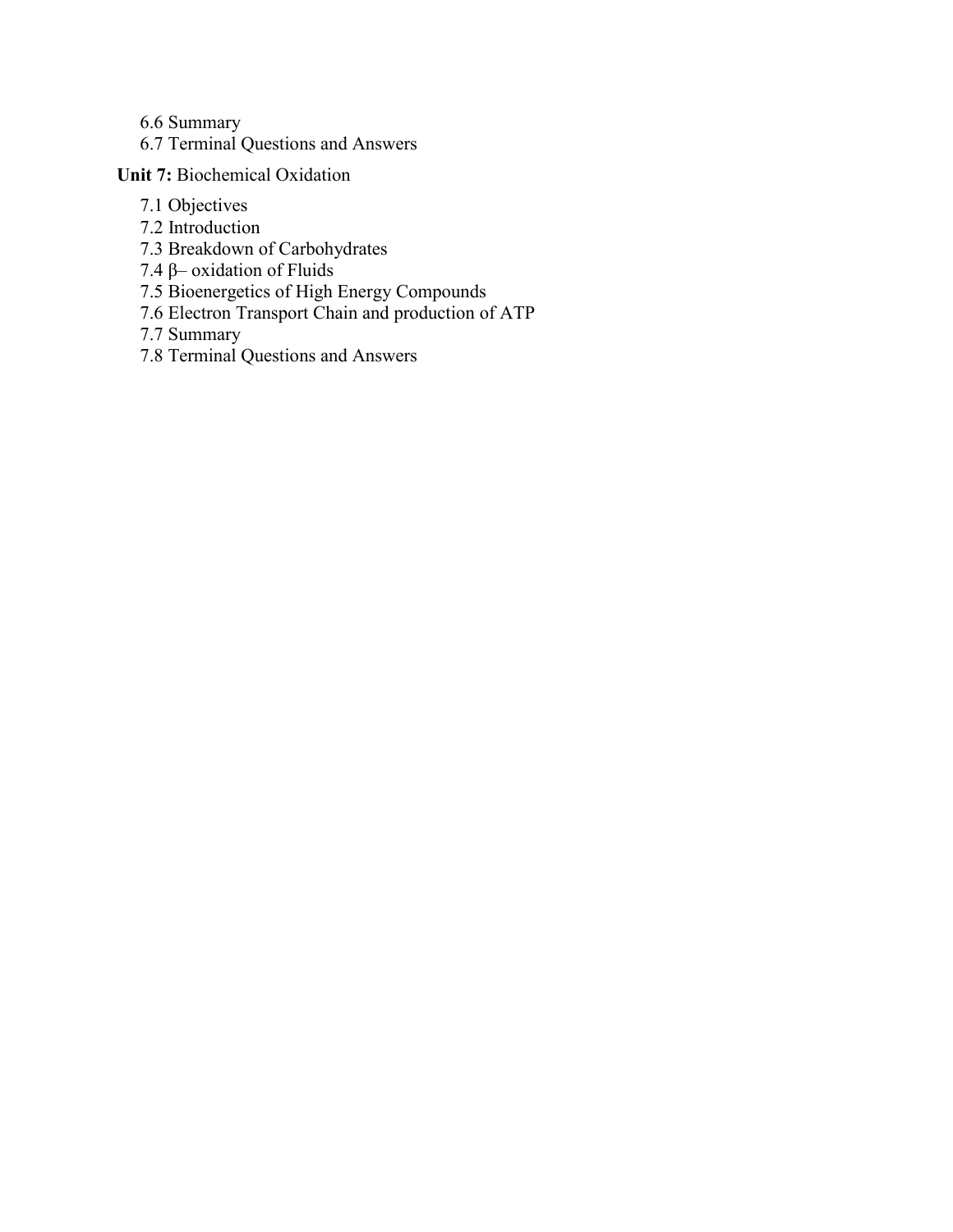6.6 Summary
6.7 Terminal Questions and Answers

**Unit 7:** Biochemical Oxidation

7.1 Objectives
7.2 Introduction
7.3 Breakdown of Carbohydrates
7.4 β– oxidation of Fluids
7.5 Bioenergetics of High Energy Compounds
7.6 Electron Transport Chain and production of ATP
7.7 Summary
7.8 Terminal Questions and Answers